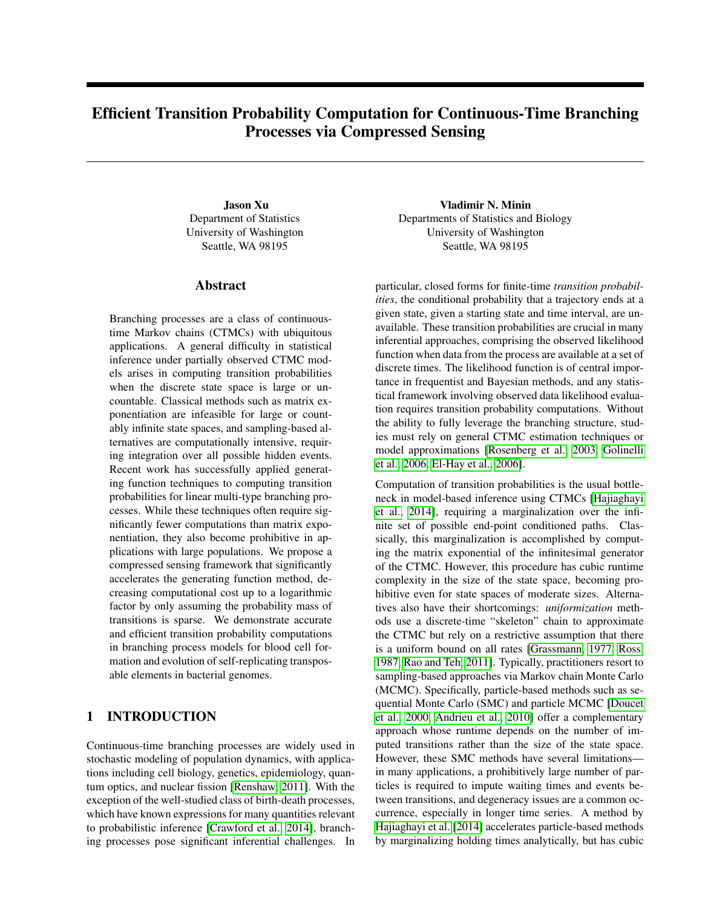# Efficient Transition Probability Computation for Continuous-Time Branching Processes via Compressed Sensing

**Jason Xu**
Department of Statistics
University of Washington
Seattle, WA 98195

**Vladimir N. Minin**
Departments of Statistics and Biology
University of Washington
Seattle, WA 98195

## Abstract

Branching processes are a class of continuous-time Markov chains (CTMCs) with ubiquitous applications. A general difficulty in statistical inference under partially observed CTMC models arises in computing transition probabilities when the discrete state space is large or uncountable. Classical methods such as matrix exponentiation are infeasible for large or countably infinite state spaces, and sampling-based alternatives are computationally intensive, requiring integration over all possible hidden events. Recent work has successfully applied generating function techniques to computing transition probabilities for linear multi-type branching processes. While these techniques often require significantly fewer computations than matrix exponentiation, they also become prohibitive in applications with large populations. We propose a compressed sensing framework that significantly accelerates the generating function method, decreasing computational cost up to a logarithmic factor by only assuming the probability mass of transitions is sparse. We demonstrate accurate and efficient transition probability computations in branching process models for blood cell formation and evolution of self-replicating transposable elements in bacterial genomes.

## 1 INTRODUCTION

Continuous-time branching processes are widely used in stochastic modeling of population dynamics, with applications including cell biology, genetics, epidemiology, quantum optics, and nuclear fission [Renshaw, 2011]. With the exception of the well-studied class of birth-death processes, which have known expressions for many quantities relevant to probabilistic inference [Crawford et al., 2014], branching processes pose significant inferential challenges. In particular, closed forms for finite-time *transition probabilities*, the conditional probability that a trajectory ends at a given state, given a starting state and time interval, are unavailable. These transition probabilities are crucial in many inferential approaches, comprising the observed likelihood function when data from the process are available at a set of discrete times. The likelihood function is of central importance in frequentist and Bayesian methods, and any statistical framework involving observed data likelihood evaluation requires transition probability computations. Without the ability to fully leverage the branching structure, studies must rely on general CTMC estimation techniques or model approximations [Rosenberg et al., 2003, Golinelli et al., 2006, El-Hay et al., 2006].

Computation of transition probabilities is the usual bottleneck in model-based inference using CTMCs [Hajiaghayi et al., 2014], requiring a marginalization over the infinite set of possible end-point conditioned paths. Classically, this marginalization is accomplished by computing the matrix exponential of the infinitesimal generator of the CTMC. However, this procedure has cubic runtime complexity in the size of the state space, becoming prohibitive even for state spaces of moderate sizes. Alternatives also have their shortcomings: *uniformization* methods use a discrete-time "skeleton" chain to approximate the CTMC but rely on a restrictive assumption that there is a uniform bound on all rates [Grassmann, 1977, Ross, 1987, Rao and Teh, 2011]. Typically, practitioners resort to sampling-based approaches via Markov chain Monte Carlo (MCMC). Specifically, particle-based methods such as sequential Monte Carlo (SMC) and particle MCMC [Doucet et al., 2000, Andrieu et al., 2010] offer a complementary approach whose runtime depends on the number of imputed transitions rather than the size of the state space. However, these SMC methods have several limitations—in many applications, a prohibitively large number of particles is required to impute waiting times and events between transitions, and degeneracy issues are a common occurrence, especially in longer time series. A method by Hajiaghayi et al. [2014] accelerates particle-based methods by marginalizing holding times analytically, but has cubic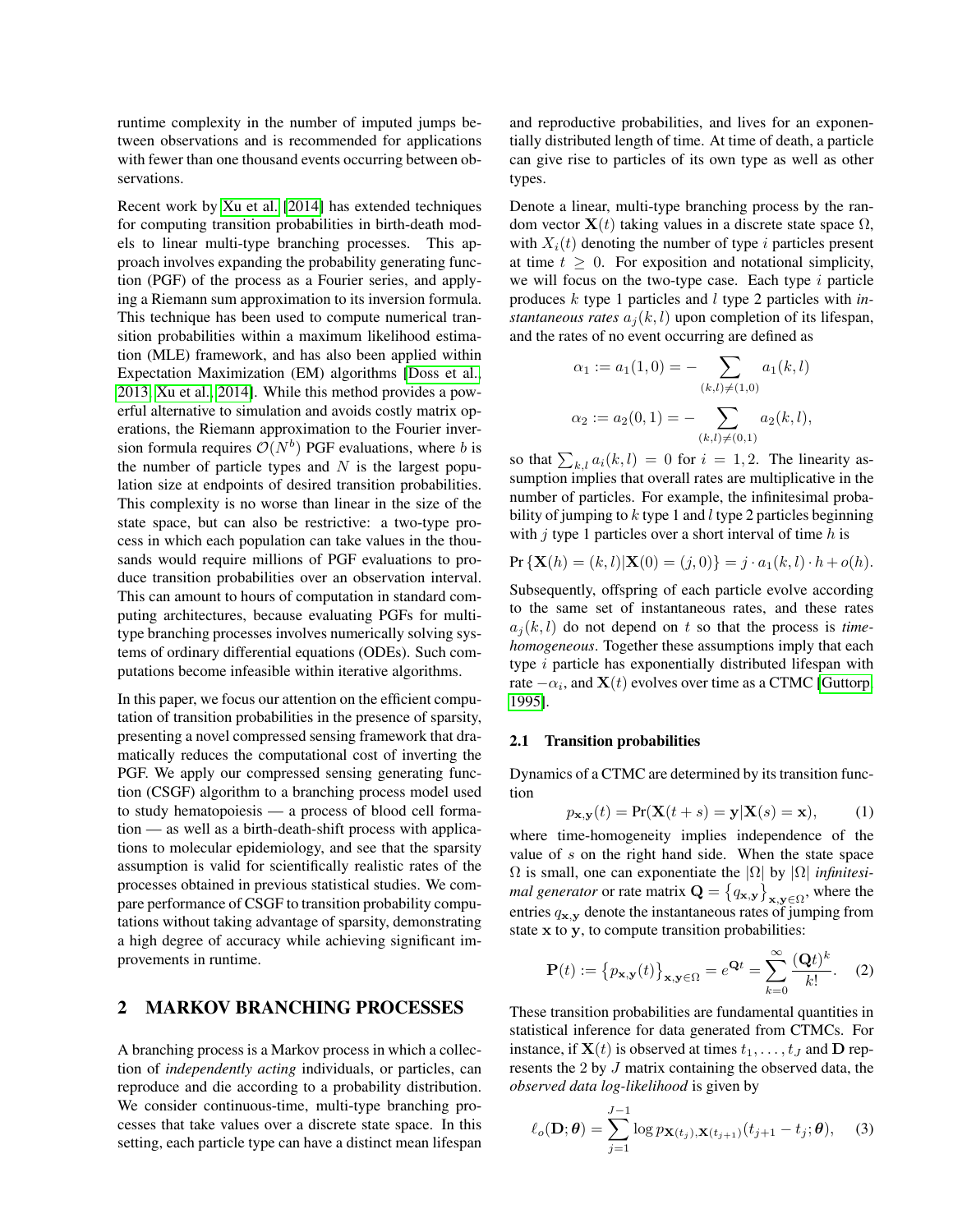runtime complexity in the number of imputed jumps between observations and is recommended for applications with fewer than one thousand events occurring between observations.

Recent work by Xu et al. [2014] has extended techniques for computing transition probabilities in birth-death models to linear multi-type branching processes. This approach involves expanding the probability generating function (PGF) of the process as a Fourier series, and applying a Riemann sum approximation to its inversion formula. This technique has been used to compute numerical transition probabilities within a maximum likelihood estimation (MLE) framework, and has also been applied within Expectation Maximization (EM) algorithms [Doss et al., 2013, Xu et al., 2014]. While this method provides a powerful alternative to simulation and avoids costly matrix operations, the Riemann approximation to the Fourier inversion formula requires $\mathcal{O}(N^b)$ PGF evaluations, where $b$ is the number of particle types and $N$ is the largest population size at endpoints of desired transition probabilities. This complexity is no worse than linear in the size of the state space, but can also be restrictive: a two-type process in which each population can take values in the thousands would require millions of PGF evaluations to produce transition probabilities over an observation interval. This can amount to hours of computation in standard computing architectures, because evaluating PGFs for multi-type branching processes involves numerically solving systems of ordinary differential equations (ODEs). Such computations become infeasible within iterative algorithms.

In this paper, we focus our attention on the efficient computation of transition probabilities in the presence of sparsity, presenting a novel compressed sensing framework that dramatically reduces the computational cost of inverting the PGF. We apply our compressed sensing generating function (CSGF) algorithm to a branching process model used to study hematopoiesis — a process of blood cell formation — as well as a birth-death-shift process with applications to molecular epidemiology, and see that the sparsity assumption is valid for scientifically realistic rates of the processes obtained in previous statistical studies. We compare performance of CSGF to transition probability computations without taking advantage of sparsity, demonstrating a high degree of accuracy while achieving significant improvements in runtime.

## 2 MARKOV BRANCHING PROCESSES

A branching process is a Markov process in which a collection of *independently acting* individuals, or particles, can reproduce and die according to a probability distribution. We consider continuous-time, multi-type branching processes that take values over a discrete state space. In this setting, each particle type can have a distinct mean lifespan and reproductive probabilities, and lives for an exponentially distributed length of time. At time of death, a particle can give rise to particles of its own type as well as other types.

Denote a linear, multi-type branching process by the random vector $\mathbf{X}(t)$ taking values in a discrete state space $\Omega$, with $X_i(t)$ denoting the number of type $i$ particles present at time $t \geq 0$. For exposition and notational simplicity, we will focus on the two-type case. Each type $i$ particle produces $k$ type 1 particles and $l$ type 2 particles with *instantaneous rates* $a_j(k,l)$ upon completion of its lifespan, and the rates of no event occurring are defined as

$$\alpha_1 := a_1(1,0) = -\sum_{(k,l)\neq(1,0)} a_1(k,l)$$

$$\alpha_2 := a_2(0,1) = -\sum_{(k,l)\neq(0,1)} a_2(k,l),$$

so that $\sum_{k,l} a_i(k,l) = 0$ for $i = 1,2$. The linearity assumption implies that overall rates are multiplicative in the number of particles. For example, the infinitesimal probability of jumping to $k$ type 1 and $l$ type 2 particles beginning with $j$ type 1 particles over a short interval of time $h$ is

$$\Pr\left\{\mathbf{X}(h) = (k,l) | \mathbf{X}(0) = (j,0)\right\} = j \cdot a_1(k,l) \cdot h + o(h).$$

Subsequently, offspring of each particle evolve according to the same set of instantaneous rates, and these rates $a_j(k,l)$ do not depend on $t$ so that the process is *time-homogeneous*. Together these assumptions imply that each type $i$ particle has exponentially distributed lifespan with rate $-\alpha_i$, and $\mathbf{X}(t)$ evolves over time as a CTMC [Guttorp, 1995].

### 2.1 Transition probabilities

Dynamics of a CTMC are determined by its transition function

$$p_{\mathbf{x},\mathbf{y}}(t) = \Pr(\mathbf{X}(t+s) = \mathbf{y} | \mathbf{X}(s) = \mathbf{x}), \qquad (1)$$

where time-homogeneity implies independence of the value of $s$ on the right hand side. When the state space $\Omega$ is small, one can exponentiate the $|\Omega|$ by $|\Omega|$ *infinitesimal generator* or rate matrix $\mathbf{Q} = \left\{q_{\mathbf{x},\mathbf{y}}\right\}_{\mathbf{x},\mathbf{y}\in\Omega}$, where the entries $q_{\mathbf{x},\mathbf{y}}$ denote the instantaneous rates of jumping from state $\mathbf{x}$ to $\mathbf{y}$, to compute transition probabilities:

$$\mathbf{P}(t) := \left\{p_{\mathbf{x},\mathbf{y}}(t)\right\}_{\mathbf{x},\mathbf{y}\in\Omega} = e^{\mathbf{Q}t} = \sum_{k=0}^{\infty} \frac{(\mathbf{Q}t)^k}{k!}. \qquad (2)$$

These transition probabilities are fundamental quantities in statistical inference for data generated from CTMCs. For instance, if $\mathbf{X}(t)$ is observed at times $t_1, \ldots, t_J$ and $\mathbf{D}$ represents the 2 by $J$ matrix containing the observed data, the *observed data log-likelihood* is given by

$$\ell_o(\mathbf{D};\boldsymbol{\theta}) = \sum_{j=1}^{J-1} \log p_{\mathbf{X}(t_j),\mathbf{X}(t_{j+1})}(t_{j+1} - t_j;\boldsymbol{\theta}), \qquad (3)$$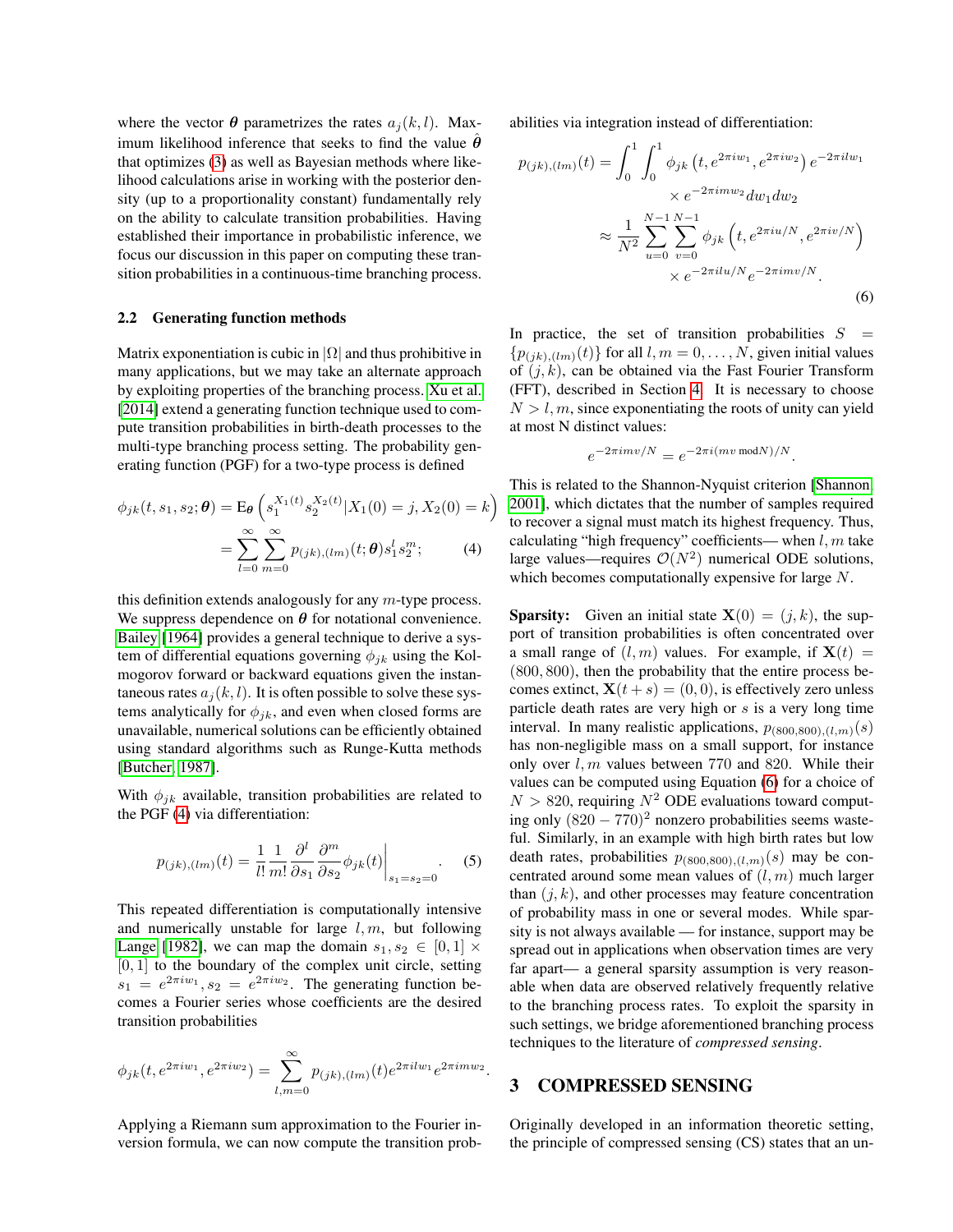where the vector $\boldsymbol{\theta}$ parametrizes the rates $a_j(k,l)$. Maximum likelihood inference that seeks to find the value $\hat{\boldsymbol{\theta}}$ that optimizes (3) as well as Bayesian methods where likelihood calculations arise in working with the posterior density (up to a proportionality constant) fundamentally rely on the ability to calculate transition probabilities. Having established their importance in probabilistic inference, we focus our discussion in this paper on computing these transition probabilities in a continuous-time branching process.

### 2.2 Generating function methods

Matrix exponentiation is cubic in $|\Omega|$ and thus prohibitive in many applications, but we may take an alternate approach by exploiting properties of the branching process. Xu et al. [2014] extend a generating function technique used to compute transition probabilities in birth-death processes to the multi-type branching process setting. The probability generating function (PGF) for a two-type process is defined

$$\phi_{jk}(t, s_1, s_2; \boldsymbol{\theta}) = \mathrm{E}_{\boldsymbol{\theta}}\left(s_1^{X_1(t)} s_2^{X_2(t)} | X_1(0) = j, X_2(0) = k\right)$$
$$= \sum_{l=0}^{\infty}\sum_{m=0}^{\infty} p_{(jk),(lm)}(t;\boldsymbol{\theta}) s_1^l s_2^m; \tag{4}$$

this definition extends analogously for any $m$-type process. We suppress dependence on $\boldsymbol{\theta}$ for notational convenience. Bailey [1964] provides a general technique to derive a system of differential equations governing $\phi_{jk}$ using the Kolmogorov forward or backward equations given the instantaneous rates $a_j(k,l)$. It is often possible to solve these systems analytically for $\phi_{jk}$, and even when closed forms are unavailable, numerical solutions can be efficiently obtained using standard algorithms such as Runge-Kutta methods [Butcher, 1987].

With $\phi_{jk}$ available, transition probabilities are related to the PGF (4) via differentiation:

$$p_{(jk),(lm)}(t) = \frac{1}{l!}\frac{1}{m!}\frac{\partial^l}{\partial s_1}\frac{\partial^m}{\partial s_2}\phi_{jk}(t)\bigg|_{s_1=s_2=0}. \tag{5}$$

This repeated differentiation is computationally intensive and numerically unstable for large $l, m$, but following Lange [1982], we can map the domain $s_1, s_2 \in [0,1] \times [0,1]$ to the boundary of the complex unit circle, setting $s_1 = e^{2\pi i w_1}, s_2 = e^{2\pi i w_2}$. The generating function becomes a Fourier series whose coefficients are the desired transition probabilities

$$\phi_{jk}(t, e^{2\pi i w_1}, e^{2\pi i w_2}) = \sum_{l,m=0}^{\infty} p_{(jk),(lm)}(t) e^{2\pi i l w_1} e^{2\pi i m w_2}.$$

Applying a Riemann sum approximation to the Fourier inversion formula, we can now compute the transition probabilities via integration instead of differentiation:

$$p_{(jk),(lm)}(t) = \int_0^1\int_0^1 \phi_{jk}\left(t, e^{2\pi i w_1}, e^{2\pi i w_2}\right) e^{-2\pi i l w_1} \times e^{-2\pi i m w_2} dw_1 dw_2$$
$$\approx \frac{1}{N^2}\sum_{u=0}^{N-1}\sum_{v=0}^{N-1} \phi_{jk}\left(t, e^{2\pi i u/N}, e^{2\pi i v/N}\right) \times e^{-2\pi i l u/N} e^{-2\pi i m v/N}. \tag{6}$$

In practice, the set of transition probabilities $S = \{p_{(jk),(lm)}(t)\}$ for all $l, m = 0, \ldots, N$, given initial values of $(j,k)$, can be obtained via the Fast Fourier Transform (FFT), described in Section 4. It is necessary to choose $N > l, m$, since exponentiating the roots of unity can yield at most N distinct values:

$$e^{-2\pi i m v/N} = e^{-2\pi i (mv \bmod N)/N}.$$

This is related to the Shannon-Nyquist criterion [Shannon, 2001], which dictates that the number of samples required to recover a signal must match its highest frequency. Thus, calculating "high frequency" coefficients— when $l, m$ take large values—requires $\mathcal{O}(N^2)$ numerical ODE solutions, which becomes computationally expensive for large $N$.

**Sparsity:** Given an initial state $\mathbf{X}(0) = (j,k)$, the support of transition probabilities is often concentrated over a small range of $(l,m)$ values. For example, if $\mathbf{X}(t) = (800, 800)$, then the probability that the entire process becomes extinct, $\mathbf{X}(t+s) = (0,0)$, is effectively zero unless particle death rates are very high or $s$ is a very long time interval. In many realistic applications, $p_{(800,800),(l,m)}(s)$ has non-negligible mass on a small support, for instance only over $l, m$ values between 770 and 820. While their values can be computed using Equation (6) for a choice of $N > 820$, requiring $N^2$ ODE evaluations toward computing only $(820-770)^2$ nonzero probabilities seems wasteful. Similarly, in an example with high birth rates but low death rates, probabilities $p_{(800,800),(l,m)}(s)$ may be concentrated around some mean values of $(l,m)$ much larger than $(j,k)$, and other processes may feature concentration of probability mass in one or several modes. While sparsity is not always available — for instance, support may be spread out in applications when observation times are very far apart— a general sparsity assumption is very reasonable when data are observed relatively frequently relative to the branching process rates. To exploit the sparsity in such settings, we bridge aforementioned branching process techniques to the literature of *compressed sensing*.

## 3 COMPRESSED SENSING

Originally developed in an information theoretic setting, the principle of compressed sensing (CS) states that an un-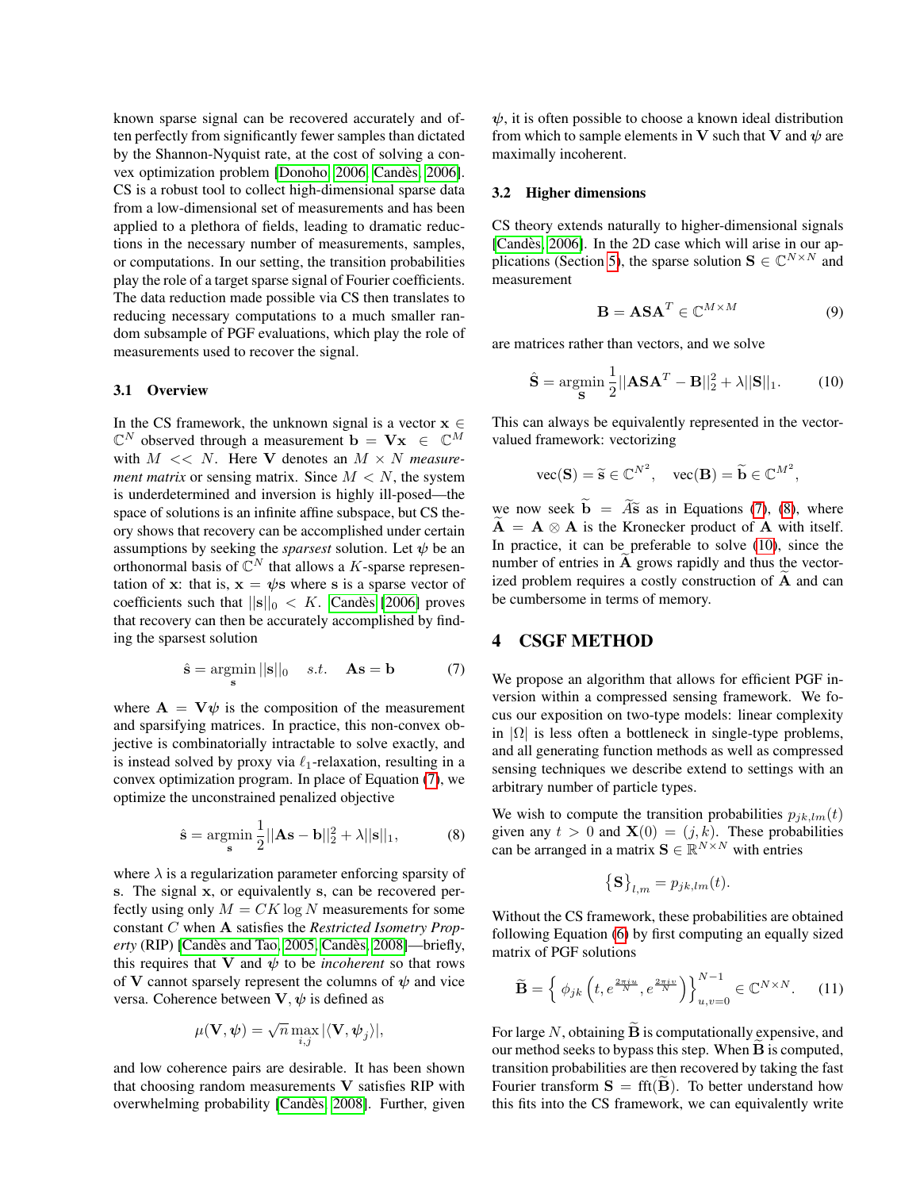known sparse signal can be recovered accurately and often perfectly from significantly fewer samples than dictated by the Shannon-Nyquist rate, at the cost of solving a convex optimization problem [Donoho, 2006, Candès, 2006]. CS is a robust tool to collect high-dimensional sparse data from a low-dimensional set of measurements and has been applied to a plethora of fields, leading to dramatic reductions in the necessary number of measurements, samples, or computations. In our setting, the transition probabilities play the role of a target sparse signal of Fourier coefficients. The data reduction made possible via CS then translates to reducing necessary computations to a much smaller random subsample of PGF evaluations, which play the role of measurements used to recover the signal.

### 3.1 Overview

In the CS framework, the unknown signal is a vector $\mathbf{x} \in \mathbb{C}^N$ observed through a measurement $\mathbf{b} = \mathbf{V}\mathbf{x} \in \mathbb{C}^M$ with $M << N$. Here $\mathbf{V}$ denotes an $M \times N$ *measurement matrix* or sensing matrix. Since $M < N$, the system is underdetermined and inversion is highly ill-posed—the space of solutions is an infinite affine subspace, but CS theory shows that recovery can be accomplished under certain assumptions by seeking the *sparsest* solution. Let $\psi$ be an orthonormal basis of $\mathbb{C}^N$ that allows a $K$-sparse representation of $\mathbf{x}$: that is, $\mathbf{x} = \psi\mathbf{s}$ where $\mathbf{s}$ is a sparse vector of coefficients such that $||\mathbf{s}||_0 < K$. Candès [2006] proves that recovery can then be accurately accomplished by finding the sparsest solution

$$\hat{\mathbf{s}} = \underset{\mathbf{s}}{\operatorname{argmin}} \, ||\mathbf{s}||_0 \quad s.t. \quad \mathbf{A}\mathbf{s} = \mathbf{b} \tag{7}$$

where $\mathbf{A} = \mathbf{V}\psi$ is the composition of the measurement and sparsifying matrices. In practice, this non-convex objective is combinatorially intractable to solve exactly, and is instead solved by proxy via $\ell_1$-relaxation, resulting in a convex optimization program. In place of Equation (7), we optimize the unconstrained penalized objective

$$\hat{\mathbf{s}} = \underset{\mathbf{s}}{\operatorname{argmin}} \, \frac{1}{2}||\mathbf{A}\mathbf{s} - \mathbf{b}||_2^2 + \lambda||\mathbf{s}||_1, \tag{8}$$

where $\lambda$ is a regularization parameter enforcing sparsity of $\mathbf{s}$. The signal $\mathbf{x}$, or equivalently $\mathbf{s}$, can be recovered perfectly using only $M = CK \log N$ measurements for some constant $C$ when $\mathbf{A}$ satisfies the *Restricted Isometry Property* (RIP) [Candès and Tao, 2005, Candès, 2008]—briefly, this requires that $\mathbf{V}$ and $\psi$ to be *incoherent* so that rows of $\mathbf{V}$ cannot sparsely represent the columns of $\psi$ and vice versa. Coherence between $\mathbf{V}, \psi$ is defined as

$$\mu(\mathbf{V}, \psi) = \sqrt{n} \max_{i,j} |\langle \mathbf{V}, \psi_j \rangle|,$$

and low coherence pairs are desirable. It has been shown that choosing random measurements $\mathbf{V}$ satisfies RIP with overwhelming probability [Candès, 2008]. Further, given $\psi$, it is often possible to choose a known ideal distribution from which to sample elements in $\mathbf{V}$ such that $\mathbf{V}$ and $\psi$ are maximally incoherent.

### 3.2 Higher dimensions

CS theory extends naturally to higher-dimensional signals [Candès, 2006]. In the 2D case which will arise in our applications (Section 5), the sparse solution $\mathbf{S} \in \mathbb{C}^{N \times N}$ and measurement

$$\mathbf{B} = \mathbf{A}\mathbf{S}\mathbf{A}^T \in \mathbb{C}^{M \times M} \tag{9}$$

are matrices rather than vectors, and we solve

$$\hat{\mathbf{S}} = \underset{\mathbf{S}}{\operatorname{argmin}} \, \frac{1}{2}||\mathbf{A}\mathbf{S}\mathbf{A}^T - \mathbf{B}||_2^2 + \lambda||\mathbf{S}||_1. \tag{10}$$

This can always be equivalently represented in the vector-valued framework: vectorizing

$$\text{vec}(\mathbf{S}) = \widetilde{\mathbf{s}} \in \mathbb{C}^{N^2}, \quad \text{vec}(\mathbf{B}) = \widetilde{\mathbf{b}} \in \mathbb{C}^{M^2},$$

we now seek $\widetilde{\mathbf{b}} = \widetilde{A}\widetilde{\mathbf{s}}$ as in Equations (7), (8), where $\widetilde{\mathbf{A}} = \mathbf{A} \otimes \mathbf{A}$ is the Kronecker product of $\mathbf{A}$ with itself. In practice, it can be preferable to solve (10), since the number of entries in $\widetilde{\mathbf{A}}$ grows rapidly and thus the vectorized problem requires a costly construction of $\widetilde{\mathbf{A}}$ and can be cumbersome in terms of memory.

## 4 CSGF METHOD

We propose an algorithm that allows for efficient PGF inversion within a compressed sensing framework. We focus our exposition on two-type models: linear complexity in $|\Omega|$ is less often a bottleneck in single-type problems, and all generating function methods as well as compressed sensing techniques we describe extend to settings with an arbitrary number of particle types.

We wish to compute the transition probabilities $p_{jk,lm}(t)$ given any $t > 0$ and $\mathbf{X}(0) = (j, k)$. These probabilities can be arranged in a matrix $\mathbf{S} \in \mathbb{R}^{N \times N}$ with entries

$$\{\mathbf{S}\}_{l,m} = p_{jk,lm}(t).$$

Without the CS framework, these probabilities are obtained following Equation (6) by first computing an equally sized matrix of PGF solutions

$$\widetilde{\mathbf{B}} = \left\{ \phi_{jk}\left(t, e^{\frac{2\pi i u}{N}}, e^{\frac{2\pi i v}{N}}\right) \right\}_{u,v=0}^{N-1} \in \mathbb{C}^{N \times N}. \tag{11}$$

For large $N$, obtaining $\widetilde{\mathbf{B}}$ is computationally expensive, and our method seeks to bypass this step. When $\widetilde{\mathbf{B}}$ is computed, transition probabilities are then recovered by taking the fast Fourier transform $\mathbf{S} = \text{fft}(\widetilde{\mathbf{B}})$. To better understand how this fits into the CS framework, we can equivalently write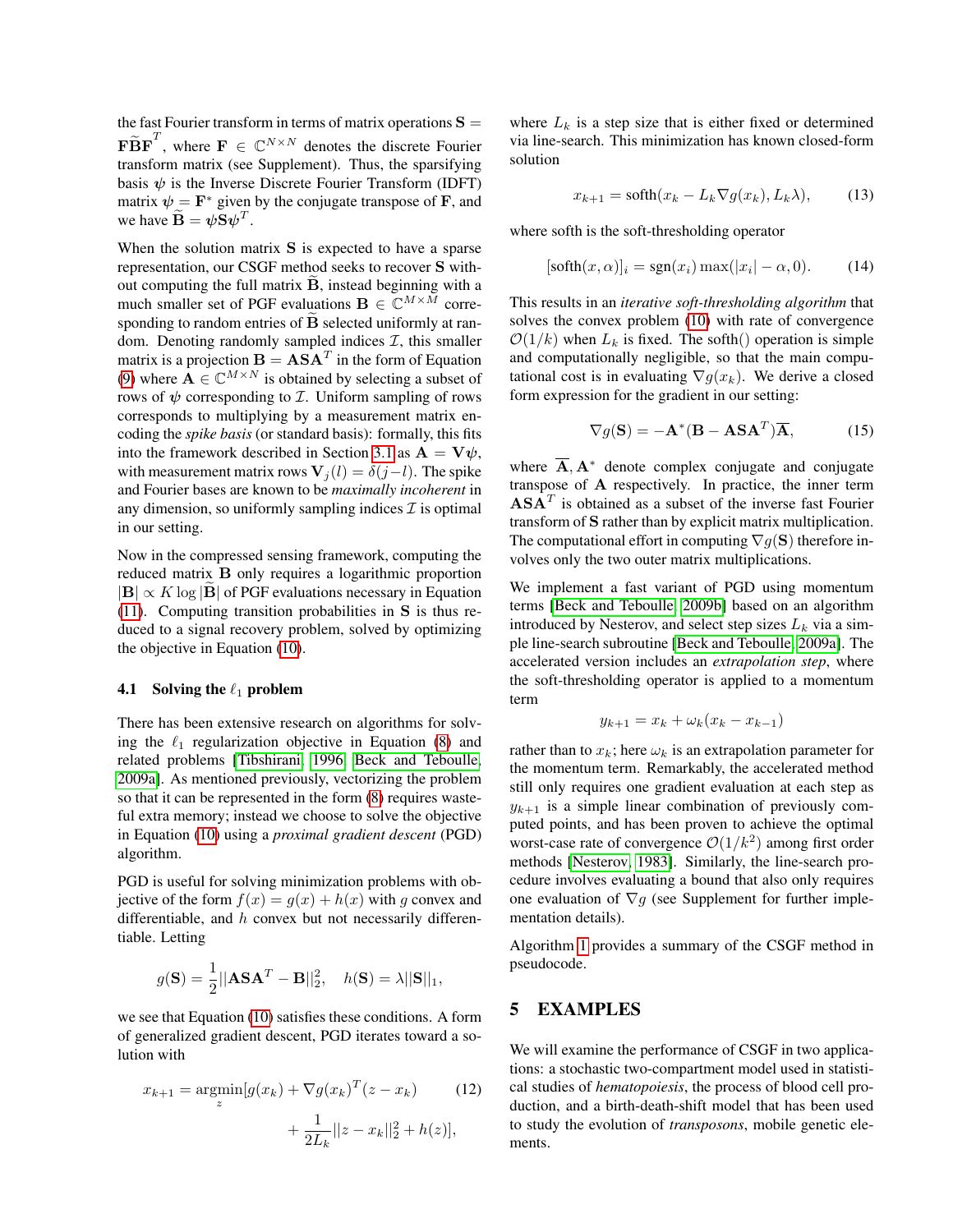the fast Fourier transform in terms of matrix operations $\mathbf{S} = \mathbf{F}\widetilde{\mathbf{B}}\mathbf{F}^T$, where $\mathbf{F} \in \mathbb{C}^{N\times N}$ denotes the discrete Fourier transform matrix (see Supplement). Thus, the sparsifying basis $\boldsymbol{\psi}$ is the Inverse Discrete Fourier Transform (IDFT) matrix $\boldsymbol{\psi} = \mathbf{F}^*$ given by the conjugate transpose of $\mathbf{F}$, and we have $\widetilde{\mathbf{B}} = \boldsymbol{\psi}\mathbf{S}\boldsymbol{\psi}^T$.

When the solution matrix $\mathbf{S}$ is expected to have a sparse representation, our CSGF method seeks to recover $\mathbf{S}$ without computing the full matrix $\widetilde{\mathbf{B}}$, instead beginning with a much smaller set of PGF evaluations $\mathbf{B} \in \mathbb{C}^{M\times M}$ corresponding to random entries of $\widetilde{\mathbf{B}}$ selected uniformly at random. Denoting randomly sampled indices $\mathcal{I}$, this smaller matrix is a projection $\mathbf{B} = \mathbf{A}\mathbf{S}\mathbf{A}^T$ in the form of Equation (9) where $\mathbf{A} \in \mathbb{C}^{M\times N}$ is obtained by selecting a subset of rows of $\boldsymbol{\psi}$ corresponding to $\mathcal{I}$. Uniform sampling of rows corresponds to multiplying by a measurement matrix encoding the *spike basis* (or standard basis): formally, this fits into the framework described in Section 3.1 as $\mathbf{A} = \mathbf{V}\boldsymbol{\psi}$, with measurement matrix rows $\mathbf{V}_j(l) = \delta(j-l)$. The spike and Fourier bases are known to be *maximally incoherent* in any dimension, so uniformly sampling indices $\mathcal{I}$ is optimal in our setting.

Now in the compressed sensing framework, computing the reduced matrix $\mathbf{B}$ only requires a logarithmic proportion $|\mathbf{B}| \propto K \log |\widetilde{\mathbf{B}}|$ of PGF evaluations necessary in Equation (11). Computing transition probabilities in $\mathbf{S}$ is thus reduced to a signal recovery problem, solved by optimizing the objective in Equation (10).

### 4.1 Solving the $\ell_1$ problem

There has been extensive research on algorithms for solving the $\ell_1$ regularization objective in Equation (8) and related problems [Tibshirani, 1996, Beck and Teboulle, 2009a]. As mentioned previously, vectorizing the problem so that it can be represented in the form (8) requires wasteful extra memory; instead we choose to solve the objective in Equation (10) using a *proximal gradient descent* (PGD) algorithm.

PGD is useful for solving minimization problems with objective of the form $f(x) = g(x) + h(x)$ with $g$ convex and differentiable, and $h$ convex but not necessarily differentiable. Letting

$$g(\mathbf{S}) = \frac{1}{2}||\mathbf{A}\mathbf{S}\mathbf{A}^T - \mathbf{B}||_2^2, \quad h(\mathbf{S}) = \lambda||\mathbf{S}||_1,$$

we see that Equation (10) satisfies these conditions. A form of generalized gradient descent, PGD iterates toward a solution with

$$x_{k+1} = \underset{z}{\operatorname{argmin}}[g(x_k) + \nabla g(x_k)^T(z - x_k) + \frac{1}{2L_k}||z - x_k||_2^2 + h(z)], \tag{12}$$

where $L_k$ is a step size that is either fixed or determined via line-search. This minimization has known closed-form solution

$$x_{k+1} = \text{softh}(x_k - L_k\nabla g(x_k), L_k\lambda), \tag{13}$$

where softh is the soft-thresholding operator

$$[\text{softh}(x, \alpha)]_i = \text{sgn}(x_i)\max(|x_i| - \alpha, 0). \tag{14}$$

This results in an *iterative soft-thresholding algorithm* that solves the convex problem (10) with rate of convergence $\mathcal{O}(1/k)$ when $L_k$ is fixed. The softh() operation is simple and computationally negligible, so that the main computational cost is in evaluating $\nabla g(x_k)$. We derive a closed form expression for the gradient in our setting:

$$\nabla g(\mathbf{S}) = -\mathbf{A}^*(\mathbf{B} - \mathbf{A}\mathbf{S}\mathbf{A}^T)\overline{\mathbf{A}}, \tag{15}$$

where $\overline{\mathbf{A}}, \mathbf{A}^*$ denote complex conjugate and conjugate transpose of $\mathbf{A}$ respectively. In practice, the inner term $\mathbf{A}\mathbf{S}\mathbf{A}^T$ is obtained as a subset of the inverse fast Fourier transform of $\mathbf{S}$ rather than by explicit matrix multiplication. The computational effort in computing $\nabla g(\mathbf{S})$ therefore involves only the two outer matrix multiplications.

We implement a fast variant of PGD using momentum terms [Beck and Teboulle, 2009b] based on an algorithm introduced by Nesterov, and select step sizes $L_k$ via a simple line-search subroutine [Beck and Teboulle, 2009a]. The accelerated version includes an *extrapolation step*, where the soft-thresholding operator is applied to a momentum term

$$y_{k+1} = x_k + \omega_k(x_k - x_{k-1})$$

rather than to $x_k$; here $\omega_k$ is an extrapolation parameter for the momentum term. Remarkably, the accelerated method still only requires one gradient evaluation at each step as $y_{k+1}$ is a simple linear combination of previously computed points, and has been proven to achieve the optimal worst-case rate of convergence $\mathcal{O}(1/k^2)$ among first order methods [Nesterov, 1983]. Similarly, the line-search procedure involves evaluating a bound that also only requires one evaluation of $\nabla g$ (see Supplement for further implementation details).

Algorithm 1 provides a summary of the CSGF method in pseudocode.

## 5 EXAMPLES

We will examine the performance of CSGF in two applications: a stochastic two-compartment model used in statistical studies of *hematopoiesis*, the process of blood cell production, and a birth-death-shift model that has been used to study the evolution of *transposons*, mobile genetic elements.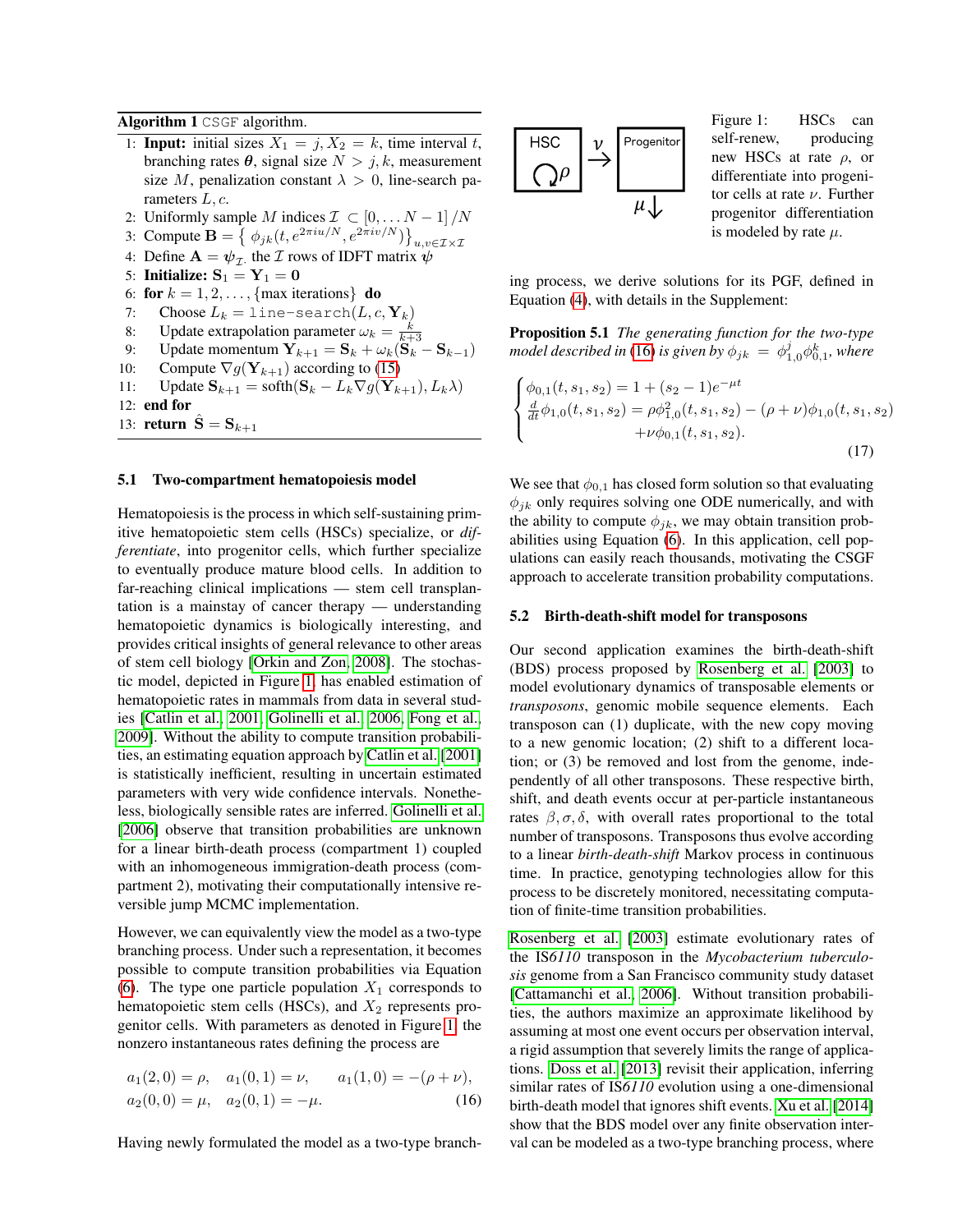**Algorithm 1** `CSGF` algorithm.

1: **Input:** initial sizes $X_1 = j, X_2 = k$, time interval $t$, branching rates $\boldsymbol{\theta}$, signal size $N > j, k$, measurement size $M$, penalization constant $\lambda > 0$, line-search parameters $L, c$.
2: Uniformly sample $M$ indices $\mathcal{I} \subset [0, \dots N-1]/N$
3: Compute $\mathbf{B} = \left\{ \phi_{jk}(t, e^{2\pi i u/N}, e^{2\pi i v/N}) \right\}_{u,v \in \mathcal{I} \times \mathcal{I}}$
4: Define $\mathbf{A} = \boldsymbol{\psi}_{\mathcal{I}.}$ the $\mathcal{I}$ rows of IDFT matrix $\boldsymbol{\psi}$
5: **Initialize:** $\mathbf{S}_1 = \mathbf{Y}_1 = \mathbf{0}$
6: **for** $k = 1, 2, \dots, \{\text{max iterations}\}$ **do**
7: Choose $L_k = \texttt{line-search}(L, c, \mathbf{Y}_k)$
8: Update extrapolation parameter $\omega_k = \frac{k}{k+3}$
9: Update momentum $\mathbf{Y}_{k+1} = \mathbf{S}_k + \omega_k(\mathbf{S}_k - \mathbf{S}_{k-1})$
10: Compute $\nabla g(\mathbf{Y}_{k+1})$ according to (15)
11: Update $\mathbf{S}_{k+1} = \text{soft}(\mathbf{S}_k - L_k \nabla g(\mathbf{Y}_{k+1}), L_k \lambda)$
12: **end for**
13: **return** $\hat{\mathbf{S}} = \mathbf{S}_{k+1}$

### 5.1 Two-compartment hematopoiesis model

Hematopoiesis is the process in which self-sustaining primitive hematopoietic stem cells (HSCs) specialize, or *differentiate*, into progenitor cells, which further specialize to eventually produce mature blood cells. In addition to far-reaching clinical implications — stem cell transplantation is a mainstay of cancer therapy — understanding hematopoietic dynamics is biologically interesting, and provides critical insights of general relevance to other areas of stem cell biology [Orkin and Zon, 2008]. The stochastic model, depicted in Figure 1, has enabled estimation of hematopoietic rates in mammals from data in several studies [Catlin et al., 2001, Golinelli et al., 2006, Fong et al., 2009]. Without the ability to compute transition probabilities, an estimating equation approach by Catlin et al. [2001] is statistically inefficient, resulting in uncertain estimated parameters with very wide confidence intervals. Nonetheless, biologically sensible rates are inferred. Golinelli et al. [2006] observe that transition probabilities are unknown for a linear birth-death process (compartment 1) coupled with an inhomogeneous immigration-death process (compartment 2), motivating their computationally intensive reversible jump MCMC implementation.

However, we can equivalently view the model as a two-type branching process. Under such a representation, it becomes possible to compute transition probabilities via Equation (6). The type one particle population $X_1$ corresponds to hematopoietic stem cells (HSCs), and $X_2$ represents progenitor cells. With parameters as denoted in Figure 1, the nonzero instantaneous rates defining the process are

$$
\begin{aligned}
a_1(2,0) &= \rho, \quad a_1(0,1) = \nu, \qquad a_1(1,0) = -(\rho+\nu), \\
a_2(0,0) &= \mu, \quad a_2(0,1) = -\mu.
\end{aligned} \tag{16}
$$

Having newly formulated the model as a two-type branching process, we derive solutions for its PGF, defined in Equation (4), with details in the Supplement:

Figure 1: HSCs can self-renew, producing new HSCs at rate $\rho$, or differentiate into progenitor cells at rate $\nu$. Further progenitor differentiation is modeled by rate $\mu$.

**Proposition 5.1** *The generating function for the two-type model described in (16) is given by $\phi_{jk} = \phi_{1,0}^j \phi_{0,1}^k$, where*

$$
\begin{cases}
\phi_{0,1}(t, s_1, s_2) = 1 + (s_2 - 1)e^{-\mu t} \\
\frac{d}{dt}\phi_{1,0}(t, s_1, s_2) = \rho \phi_{1,0}^2(t, s_1, s_2) - (\rho+\nu)\phi_{1,0}(t, s_1, s_2) \\
\qquad\qquad\qquad\qquad + \nu \phi_{0,1}(t, s_1, s_2).
\end{cases} \tag{17}
$$

We see that $\phi_{0,1}$ has closed form solution so that evaluating $\phi_{jk}$ only requires solving one ODE numerically, and with the ability to compute $\phi_{jk}$, we may obtain transition probabilities using Equation (6). In this application, cell populations can easily reach thousands, motivating the CSGF approach to accelerate transition probability computations.

### 5.2 Birth-death-shift model for transposons

Our second application examines the birth-death-shift (BDS) process proposed by Rosenberg et al. [2003] to model evolutionary dynamics of transposable elements or *transposons*, genomic mobile sequence elements. Each transposon can (1) duplicate, with the new copy moving to a new genomic location; (2) shift to a different location; or (3) be removed and lost from the genome, independently of all other transposons. These respective birth, shift, and death events occur at per-particle instantaneous rates $\beta, \sigma, \delta$, with overall rates proportional to the total number of transposons. Transposons thus evolve according to a linear *birth-death-shift* Markov process in continuous time. In practice, genotyping technologies allow for this process to be discretely monitored, necessitating computation of finite-time transition probabilities.

Rosenberg et al. [2003] estimate evolutionary rates of the IS*6110* transposon in the *Mycobacterium tuberculosis* genome from a San Francisco community study dataset [Cattamanchi et al., 2006]. Without transition probabilities, the authors maximize an approximate likelihood by assuming at most one event occurs per observation interval, a rigid assumption that severely limits the range of applications. Doss et al. [2013] revisit their application, inferring similar rates of IS*6110* evolution using a one-dimensional birth-death model that ignores shift events. Xu et al. [2014] show that the BDS model over any finite observation interval can be modeled as a two-type branching process, where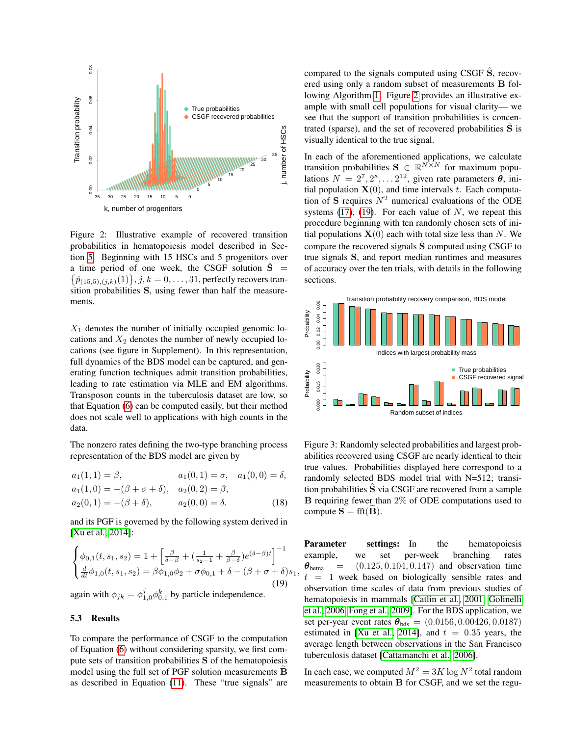Figure 2: Illustrative example of recovered transition probabilities in hematopoiesis model described in Section 5. Beginning with 15 HSCs and 5 progenitors over a time period of one week, the CSGF solution $\hat{\mathbf{S}} = \{\hat{p}_{(15,5),(j,k)}(1)\}, j, k = 0, \ldots, 31$, perfectly recovers transition probabilities $\mathbf{S}$, using fewer than half the measurements.

$X_1$ denotes the number of initially occupied genomic locations and $X_2$ denotes the number of newly occupied locations (see figure in Supplement). In this representation, full dynamics of the BDS model can be captured, and generating function techniques admit transition probabilities, leading to rate estimation via MLE and EM algorithms. Transposon counts in the tuberculosis dataset are low, so that Equation (6) can be computed easily, but their method does not scale well to applications with high counts in the data.

The nonzero rates defining the two-type branching process representation of the BDS model are given by

$$\begin{aligned}
&a_1(1,1) = \beta, && a_1(0,1) = \sigma, \quad a_1(0,0) = \delta, \\
&a_1(1,0) = -(\beta + \sigma + \delta), && a_2(0,2) = \beta, \\
&a_2(0,1) = -(\beta + \delta), && a_2(0,0) = \delta. \qquad (18)
\end{aligned}$$

and its PGF is governed by the following system derived in [Xu et al., 2014]:

$$\begin{cases} \phi_{0,1}(t, s_1, s_2) = 1 + \left[ \frac{\beta}{\delta - \beta} + \left( \frac{1}{s_2 - 1} + \frac{\beta}{\beta - \delta} \right) e^{(\delta - \beta)t} \right]^{-1} \\ \frac{d}{dt}\phi_{1,0}(t, s_1, s_2) = \beta \phi_{1,0}\phi_2 + \sigma \phi_{0,1} + \delta - (\beta + \sigma + \delta)s_1, \end{cases} \qquad (19)$$

again with $\phi_{jk} = \phi_{1,0}^j \phi_{0,1}^k$ by particle independence.

### 5.3 Results

To compare the performance of CSGF to the computation of Equation (6) without considering sparsity, we first compute sets of transition probabilities $\mathbf{S}$ of the hematopoiesis model using the full set of PGF solution measurements $\widetilde{\mathbf{B}}$ as described in Equation (11). These "true signals" are compared to the signals computed using CSGF $\hat{\mathbf{S}}$, recovered using only a random subset of measurements $\mathbf{B}$ following Algorithm 1. Figure 2 provides an illustrative example with small cell populations for visual clarity— we see that the support of transition probabilities is concentrated (sparse), and the set of recovered probabilities $\hat{\mathbf{S}}$ is visually identical to the true signal.

In each of the aforementioned applications, we calculate transition probabilities $\mathbf{S} \in \mathbb{R}^{N \times N}$ for maximum populations $N = 2^7, 2^8, \ldots 2^{12}$, given rate parameters $\boldsymbol{\theta}$, initial population $\mathbf{X}(0)$, and time intervals $t$. Each computation of $\mathbf{S}$ requires $N^2$ numerical evaluations of the ODE systems (17), (19). For each value of $N$, we repeat this procedure beginning with ten randomly chosen sets of initial populations $\mathbf{X}(0)$ each with total size less than $N$. We compare the recovered signals $\hat{\mathbf{S}}$ computed using CSGF to true signals $\mathbf{S}$, and report median runtimes and measures of accuracy over the ten trials, with details in the following sections.

Figure 3: Randomly selected probabilities and largest probabilities recovered using CSGF are nearly identical to their true values. Probabilities displayed here correspond to a randomly selected BDS model trial with N=512; transition probabilities $\hat{\mathbf{S}}$ via CSGF are recovered from a sample $\mathbf{B}$ requiring fewer than 2% of ODE computations used to compute $\mathbf{S} = \text{fft}(\widetilde{\mathbf{B}})$.

**Parameter settings:** In the hematopoiesis example, we set per-week branching rates $\boldsymbol{\theta}_{\text{hema}} = (0.125, 0.104, 0.147)$ and observation time $t = 1$ week based on biologically sensible rates and observation time scales of data from previous studies of hematopoiesis in mammals [Catlin et al., 2001, Golinelli et al., 2006, Fong et al., 2009]. For the BDS application, we set per-year event rates $\boldsymbol{\theta}_{\text{bds}} = (0.0156, 0.00426, 0.0187)$ estimated in [Xu et al., 2014], and $t = 0.35$ years, the average length between observations in the San Francisco tuberculosis dataset [Cattamanchi et al., 2006].

In each case, we computed $M^2 = 3K \log N^2$ total random measurements to obtain $\mathbf{B}$ for CSGF, and we set the regu-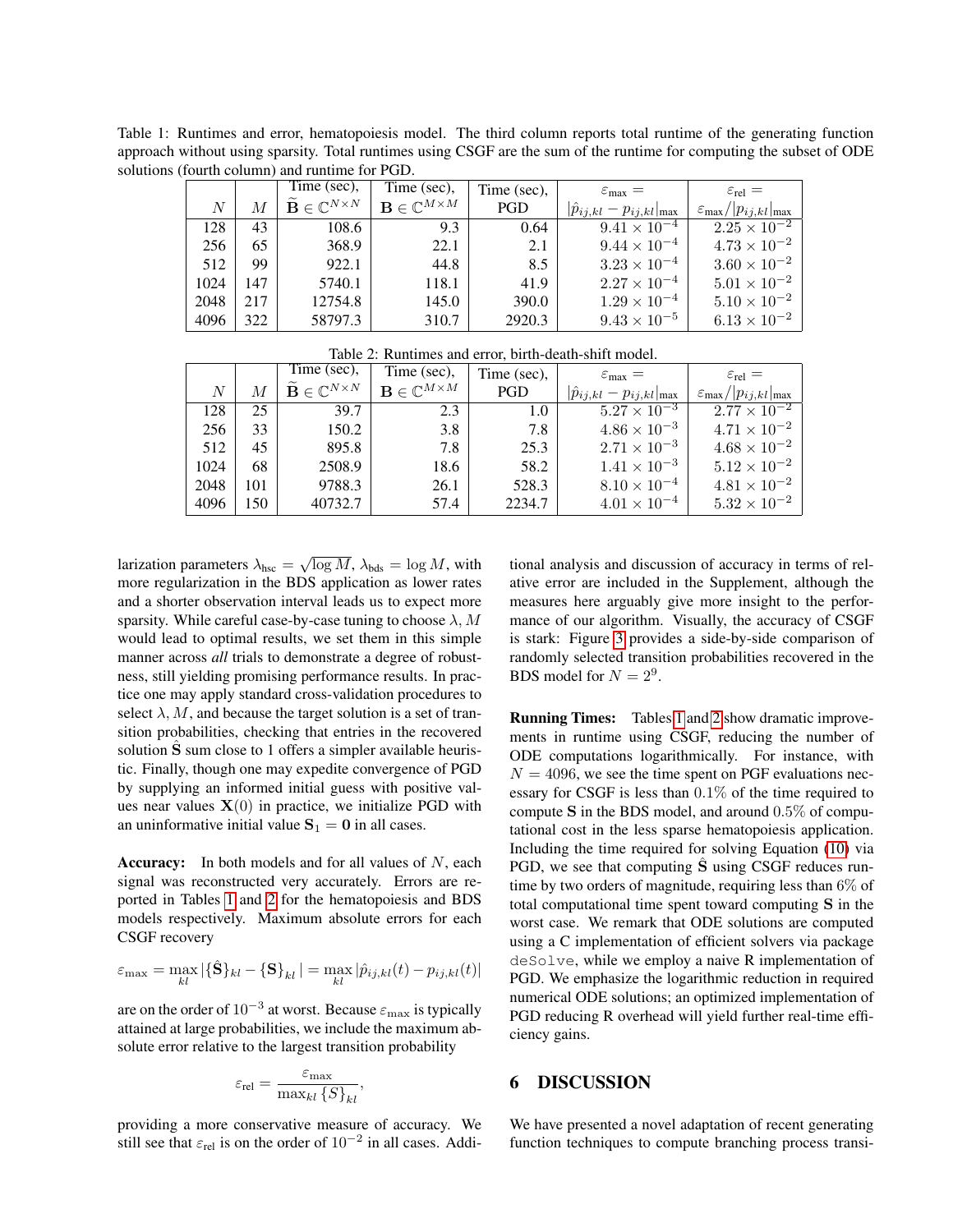Table 1: Runtimes and error, hematopoiesis model. The third column reports total runtime of the generating function approach without using sparsity. Total runtimes using CSGF are the sum of the runtime for computing the subset of ODE solutions (fourth column) and runtime for PGD.

| $N$ | $M$ | Time (sec), $\widetilde{\mathbf{B}} \in \mathbb{C}^{N \times N}$ | Time (sec), $\mathbf{B} \in \mathbb{C}^{M \times M}$ | Time (sec), PGD | $\varepsilon_{\max} = \lvert \hat{p}_{ij,kl} - p_{ij,kl} \rvert_{\max}$ | $\varepsilon_{\text{rel}} = \varepsilon_{\max} / \lvert p_{ij,kl} \rvert_{\max}$ |
|---|---|---|---|---|---|---|
| 128 | 43 | 108.6 | 9.3 | 0.64 | $9.41 \times 10^{-4}$ | $2.25 \times 10^{-2}$ |
| 256 | 65 | 368.9 | 22.1 | 2.1 | $9.44 \times 10^{-4}$ | $4.73 \times 10^{-2}$ |
| 512 | 99 | 922.1 | 44.8 | 8.5 | $3.23 \times 10^{-4}$ | $3.60 \times 10^{-2}$ |
| 1024 | 147 | 5740.1 | 118.1 | 41.9 | $2.27 \times 10^{-4}$ | $5.01 \times 10^{-2}$ |
| 2048 | 217 | 12754.8 | 145.0 | 390.0 | $1.29 \times 10^{-4}$ | $5.10 \times 10^{-2}$ |
| 4096 | 322 | 58797.3 | 310.7 | 2920.3 | $9.43 \times 10^{-5}$ | $6.13 \times 10^{-2}$ |

Table 2: Runtimes and error, birth-death-shift model.

| $N$ | $M$ | Time (sec), $\widetilde{\mathbf{B}} \in \mathbb{C}^{N \times N}$ | Time (sec), $\mathbf{B} \in \mathbb{C}^{M \times M}$ | Time (sec), PGD | $\varepsilon_{\max} = \lvert \hat{p}_{ij,kl} - p_{ij,kl} \rvert_{\max}$ | $\varepsilon_{\text{rel}} = \varepsilon_{\max} / \lvert p_{ij,kl} \rvert_{\max}$ |
|---|---|---|---|---|---|---|
| 128 | 25 | 39.7 | 2.3 | 1.0 | $5.27 \times 10^{-3}$ | $2.77 \times 10^{-2}$ |
| 256 | 33 | 150.2 | 3.8 | 7.8 | $4.86 \times 10^{-3}$ | $4.71 \times 10^{-2}$ |
| 512 | 45 | 895.8 | 7.8 | 25.3 | $2.71 \times 10^{-3}$ | $4.68 \times 10^{-2}$ |
| 1024 | 68 | 2508.9 | 18.6 | 58.2 | $1.41 \times 10^{-3}$ | $5.12 \times 10^{-2}$ |
| 2048 | 101 | 9788.3 | 26.1 | 528.3 | $8.10 \times 10^{-4}$ | $4.81 \times 10^{-2}$ |
| 4096 | 150 | 40732.7 | 57.4 | 2234.7 | $4.01 \times 10^{-4}$ | $5.32 \times 10^{-2}$ |

larization parameters $\lambda_{\text{hsc}} = \sqrt{\log M}$, $\lambda_{\text{bds}} = \log M$, with more regularization in the BDS application as lower rates and a shorter observation interval leads us to expect more sparsity. While careful case-by-case tuning to choose $\lambda, M$ would lead to optimal results, we set them in this simple manner across *all* trials to demonstrate a degree of robustness, still yielding promising performance results. In practice one may apply standard cross-validation procedures to select $\lambda, M$, and because the target solution is a set of transition probabilities, checking that entries in the recovered solution $\hat{\mathbf{S}}$ sum close to 1 offers a simpler available heuristic. Finally, though one may expedite convergence of PGD by supplying an informed initial guess with positive values near values $\mathbf{X}(0)$ in practice, we initialize PGD with an uninformative initial value $\mathbf{S}_1 = \mathbf{0}$ in all cases.

**Accuracy:** In both models and for all values of $N$, each signal was reconstructed very accurately. Errors are reported in Tables 1 and 2 for the hematopoiesis and BDS models respectively. Maximum absolute errors for each CSGF recovery

$$\varepsilon_{\max} = \max_{kl} \lvert \{\hat{\mathbf{S}}\}_{kl} - \{\mathbf{S}\}_{kl} \rvert = \max_{kl} \lvert \hat{p}_{ij,kl}(t) - p_{ij,kl}(t) \rvert$$

are on the order of $10^{-3}$ at worst. Because $\varepsilon_{\max}$ is typically attained at large probabilities, we include the maximum absolute error relative to the largest transition probability

$$\varepsilon_{\text{rel}} = \frac{\varepsilon_{\max}}{\max_{kl} \{S\}_{kl}},$$

providing a more conservative measure of accuracy. We still see that $\varepsilon_{\text{rel}}$ is on the order of $10^{-2}$ in all cases. Additional analysis and discussion of accuracy in terms of relative error are included in the Supplement, although the measures here arguably give more insight to the performance of our algorithm. Visually, the accuracy of CSGF is stark: Figure 3 provides a side-by-side comparison of randomly selected transition probabilities recovered in the BDS model for $N = 2^9$.

**Running Times:** Tables 1 and 2 show dramatic improvements in runtime using CSGF, reducing the number of ODE computations logarithmically. For instance, with $N = 4096$, we see the time spent on PGF evaluations necessary for CSGF is less than $0.1\%$ of the time required to compute $\mathbf{S}$ in the BDS model, and around $0.5\%$ of computational cost in the less sparse hematopoiesis application. Including the time required for solving Equation (10) via PGD, we see that computing $\hat{\mathbf{S}}$ using CSGF reduces runtime by two orders of magnitude, requiring less than $6\%$ of total computational time spent toward computing $\mathbf{S}$ in the worst case. We remark that ODE solutions are computed using a C implementation of efficient solvers via package `deSolve`, while we employ a naive R implementation of PGD. We emphasize the logarithmic reduction in required numerical ODE solutions; an optimized implementation of PGD reducing R overhead will yield further real-time efficiency gains.

## 6 DISCUSSION

We have presented a novel adaptation of recent generating function techniques to compute branching process transi-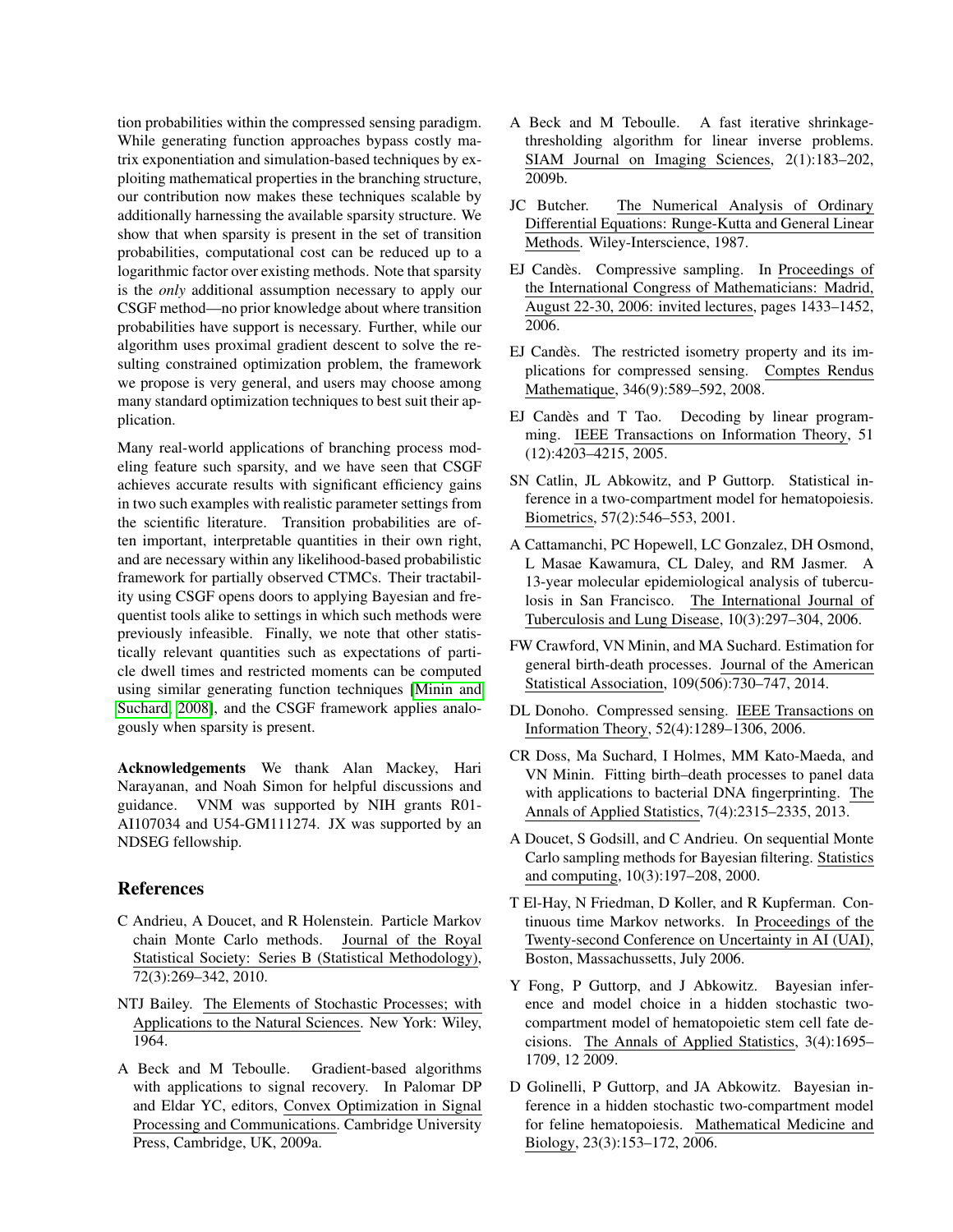tion probabilities within the compressed sensing paradigm. While generating function approaches bypass costly matrix exponentiation and simulation-based techniques by exploiting mathematical properties in the branching structure, our contribution now makes these techniques scalable by additionally harnessing the available sparsity structure. We show that when sparsity is present in the set of transition probabilities, computational cost can be reduced up to a logarithmic factor over existing methods. Note that sparsity is the *only* additional assumption necessary to apply our CSGF method—no prior knowledge about where transition probabilities have support is necessary. Further, while our algorithm uses proximal gradient descent to solve the resulting constrained optimization problem, the framework we propose is very general, and users may choose among many standard optimization techniques to best suit their application.

Many real-world applications of branching process modeling feature such sparsity, and we have seen that CSGF achieves accurate results with significant efficiency gains in two such examples with realistic parameter settings from the scientific literature. Transition probabilities are often important, interpretable quantities in their own right, and are necessary within any likelihood-based probabilistic framework for partially observed CTMCs. Their tractability using CSGF opens doors to applying Bayesian and frequentist tools alike to settings in which such methods were previously infeasible. Finally, we note that other statistically relevant quantities such as expectations of particle dwell times and restricted moments can be computed using similar generating function techniques [Minin and Suchard, 2008], and the CSGF framework applies analogously when sparsity is present.

**Acknowledgements** We thank Alan Mackey, Hari Narayanan, and Noah Simon for helpful discussions and guidance. VNM was supported by NIH grants R01-AI107034 and U54-GM111274. JX was supported by an NDSEG fellowship.

## References

C Andrieu, A Doucet, and R Holenstein. Particle Markov chain Monte Carlo methods. Journal of the Royal Statistical Society: Series B (Statistical Methodology), 72(3):269–342, 2010.

NTJ Bailey. The Elements of Stochastic Processes; with Applications to the Natural Sciences. New York: Wiley, 1964.

A Beck and M Teboulle. Gradient-based algorithms with applications to signal recovery. In Palomar DP and Eldar YC, editors, Convex Optimization in Signal Processing and Communications. Cambridge University Press, Cambridge, UK, 2009a.

A Beck and M Teboulle. A fast iterative shrinkage-thresholding algorithm for linear inverse problems. SIAM Journal on Imaging Sciences, 2(1):183–202, 2009b.

JC Butcher. The Numerical Analysis of Ordinary Differential Equations: Runge-Kutta and General Linear Methods. Wiley-Interscience, 1987.

EJ Candès. Compressive sampling. In Proceedings of the International Congress of Mathematicians: Madrid, August 22-30, 2006: invited lectures, pages 1433–1452, 2006.

EJ Candès. The restricted isometry property and its implications for compressed sensing. Comptes Rendus Mathematique, 346(9):589–592, 2008.

EJ Candès and T Tao. Decoding by linear programming. IEEE Transactions on Information Theory, 51 (12):4203–4215, 2005.

SN Catlin, JL Abkowitz, and P Guttorp. Statistical inference in a two-compartment model for hematopoiesis. Biometrics, 57(2):546–553, 2001.

A Cattamanchi, PC Hopewell, LC Gonzalez, DH Osmond, L Masae Kawamura, CL Daley, and RM Jasmer. A 13-year molecular epidemiological analysis of tuberculosis in San Francisco. The International Journal of Tuberculosis and Lung Disease, 10(3):297–304, 2006.

FW Crawford, VN Minin, and MA Suchard. Estimation for general birth-death processes. Journal of the American Statistical Association, 109(506):730–747, 2014.

DL Donoho. Compressed sensing. IEEE Transactions on Information Theory, 52(4):1289–1306, 2006.

CR Doss, Ma Suchard, I Holmes, MM Kato-Maeda, and VN Minin. Fitting birth–death processes to panel data with applications to bacterial DNA fingerprinting. The Annals of Applied Statistics, 7(4):2315–2335, 2013.

A Doucet, S Godsill, and C Andrieu. On sequential Monte Carlo sampling methods for Bayesian filtering. Statistics and computing, 10(3):197–208, 2000.

T El-Hay, N Friedman, D Koller, and R Kupferman. Continuous time Markov networks. In Proceedings of the Twenty-second Conference on Uncertainty in AI (UAI), Boston, Massachussetts, July 2006.

Y Fong, P Guttorp, and J Abkowitz. Bayesian inference and model choice in a hidden stochastic two-compartment model of hematopoietic stem cell fate decisions. The Annals of Applied Statistics, 3(4):1695–1709, 12 2009.

D Golinelli, P Guttorp, and JA Abkowitz. Bayesian inference in a hidden stochastic two-compartment model for feline hematopoiesis. Mathematical Medicine and Biology, 23(3):153–172, 2006.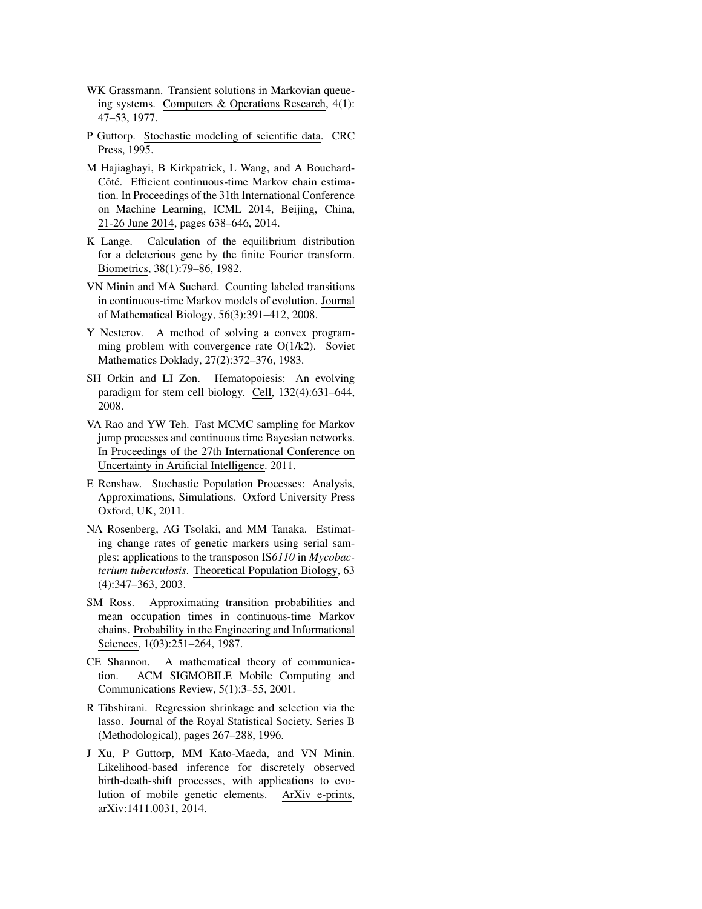WK Grassmann. Transient solutions in Markovian queueing systems. Computers & Operations Research, 4(1): 47–53, 1977.

P Guttorp. Stochastic modeling of scientific data. CRC Press, 1995.

M Hajiaghayi, B Kirkpatrick, L Wang, and A Bouchard-Côté. Efficient continuous-time Markov chain estimation. In Proceedings of the 31th International Conference on Machine Learning, ICML 2014, Beijing, China, 21-26 June 2014, pages 638–646, 2014.

K Lange. Calculation of the equilibrium distribution for a deleterious gene by the finite Fourier transform. Biometrics, 38(1):79–86, 1982.

VN Minin and MA Suchard. Counting labeled transitions in continuous-time Markov models of evolution. Journal of Mathematical Biology, 56(3):391–412, 2008.

Y Nesterov. A method of solving a convex programming problem with convergence rate O(1/k2). Soviet Mathematics Doklady, 27(2):372–376, 1983.

SH Orkin and LI Zon. Hematopoiesis: An evolving paradigm for stem cell biology. Cell, 132(4):631–644, 2008.

VA Rao and YW Teh. Fast MCMC sampling for Markov jump processes and continuous time Bayesian networks. In Proceedings of the 27th International Conference on Uncertainty in Artificial Intelligence. 2011.

E Renshaw. Stochastic Population Processes: Analysis, Approximations, Simulations. Oxford University Press Oxford, UK, 2011.

NA Rosenberg, AG Tsolaki, and MM Tanaka. Estimating change rates of genetic markers using serial samples: applications to the transposon IS*6110* in *Mycobacterium tuberculosis*. Theoretical Population Biology, 63 (4):347–363, 2003.

SM Ross. Approximating transition probabilities and mean occupation times in continuous-time Markov chains. Probability in the Engineering and Informational Sciences, 1(03):251–264, 1987.

CE Shannon. A mathematical theory of communication. ACM SIGMOBILE Mobile Computing and Communications Review, 5(1):3–55, 2001.

R Tibshirani. Regression shrinkage and selection via the lasso. Journal of the Royal Statistical Society. Series B (Methodological), pages 267–288, 1996.

J Xu, P Guttorp, MM Kato-Maeda, and VN Minin. Likelihood-based inference for discretely observed birth-death-shift processes, with applications to evolution of mobile genetic elements. ArXiv e-prints, arXiv:1411.0031, 2014.